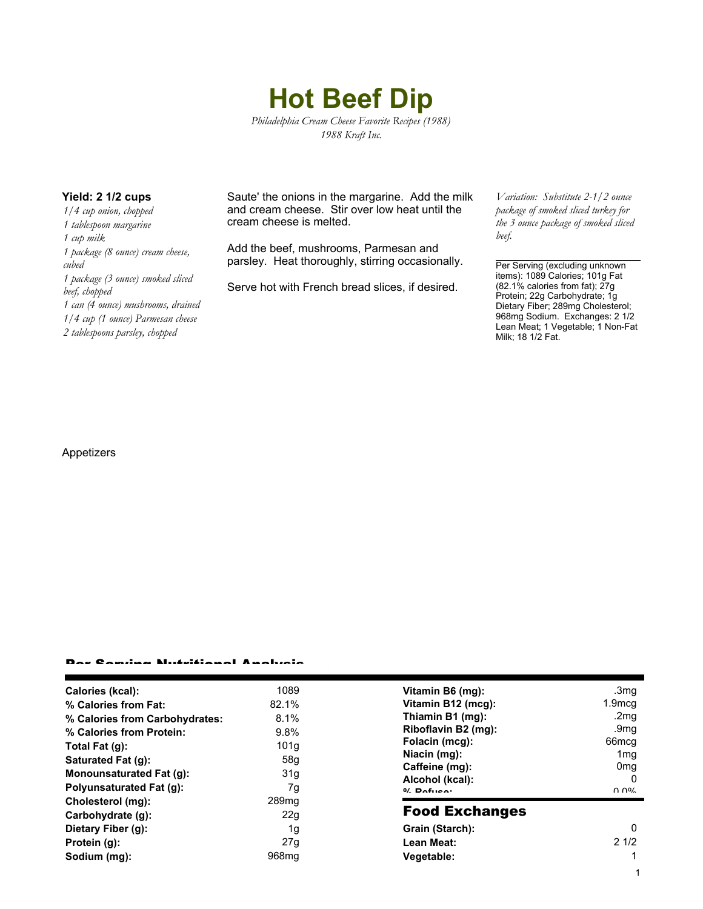# Hot Beef Dip

*Philadelphia Cream Cheese Favorite Recipes (1988)*
*1988 Kraft Inc.*

**Yield: 2 1/2 cups**

*1/4 cup onion, chopped*
*1 tablespoon margarine*
*1 cup milk*
*1 package (8 ounce) cream cheese, cubed*
*1 package (3 ounce) smoked sliced beef, chopped*
*1 can (4 ounce) mushrooms, drained*
*1/4 cup (1 ounce) Parmesan cheese*
*2 tablespoons parsley, chopped*

Saute' the onions in the margarine. Add the milk and cream cheese. Stir over low heat until the cream cheese is melted.

Add the beef, mushrooms, Parmesan and parsley. Heat thoroughly, stirring occasionally.

Serve hot with French bread slices, if desired.

*Variation: Substitute 2-1/2 ounce package of smoked sliced turkey for the 3 ounce package of smoked sliced beef.*

Per Serving (excluding unknown items): 1089 Calories; 101g Fat (82.1% calories from fat); 27g Protein; 22g Carbohydrate; 1g Dietary Fiber; 289mg Cholesterol; 968mg Sodium. Exchanges: 2 1/2 Lean Meat; 1 Vegetable; 1 Non-Fat Milk; 18 1/2 Fat.

Appetizers

## Per Serving Nutritional Analysis

| | |
|---|---|
| **Calories (kcal):** | 1089 |
| **% Calories from Fat:** | 82.1% |
| **% Calories from Carbohydrates:** | 8.1% |
| **% Calories from Protein:** | 9.8% |
| **Total Fat (g):** | 101g |
| **Saturated Fat (g):** | 58g |
| **Monounsaturated Fat (g):** | 31g |
| **Polyunsaturated Fat (g):** | 7g |
| **Cholesterol (mg):** | 289mg |
| **Carbohydrate (g):** | 22g |
| **Dietary Fiber (g):** | 1g |
| **Protein (g):** | 27g |
| **Sodium (mg):** | 968mg |

| | |
|---|---|
| **Vitamin B6 (mg):** | .3mg |
| **Vitamin B12 (mcg):** | 1.9mcg |
| **Thiamin B1 (mg):** | .2mg |
| **Riboflavin B2 (mg):** | .9mg |
| **Folacin (mcg):** | 66mcg |
| **Niacin (mg):** | 1mg |
| **Caffeine (mg):** | 0mg |
| **Alcohol (kcal):** | 0 |
| **% Refuse:** | 0.0% |

## Food Exchanges

| | |
|---|---|
| **Grain (Starch):** | 0 |
| **Lean Meat:** | 2 1/2 |
| **Vegetable:** | 1 |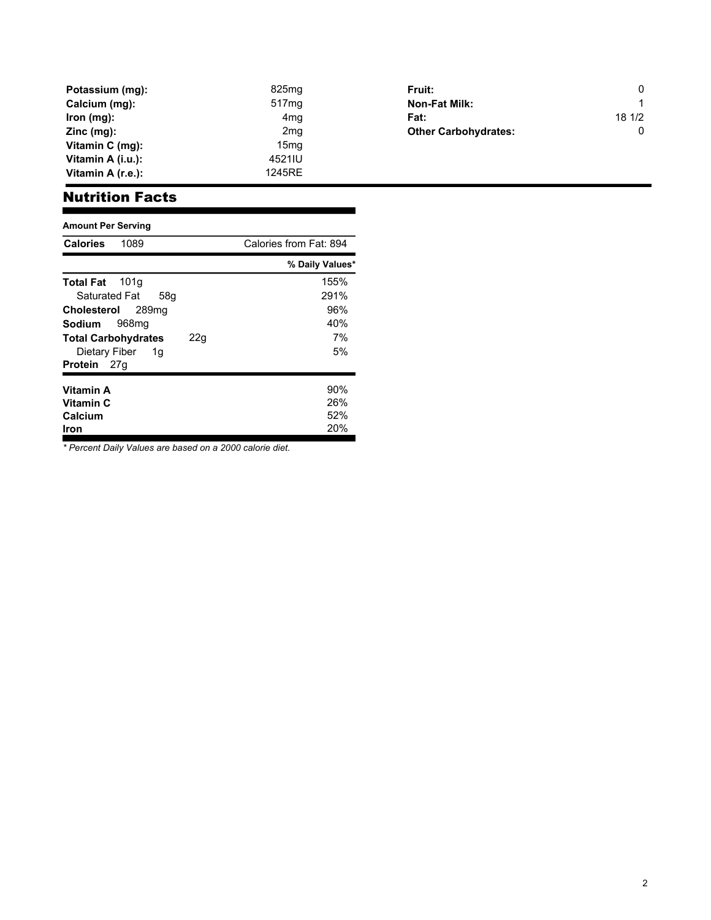| | |
|---|---|
| **Potassium (mg):** | 825mg |
| **Calcium (mg):** | 517mg |
| **Iron (mg):** | 4mg |
| **Zinc (mg):** | 2mg |
| **Vitamin C (mg):** | 15mg |
| **Vitamin A (i.u.):** | 4521IU |
| **Vitamin A (r.e.):** | 1245RE |

| | |
|---|---|
| **Fruit:** | 0 |
| **Non-Fat Milk:** | 1 |
| **Fat:** | 18 1/2 |
| **Other Carbohydrates:** | 0 |

## Nutrition Facts

**Amount Per Serving**

| | |
|---|---|
| **Calories** 1089 | Calories from Fat: 894 |
| | **% Daily Values*** |
| **Total Fat** 101g | 155% |
| Saturated Fat 58g | 291% |
| **Cholesterol** 289mg | 96% |
| **Sodium** 968mg | 40% |
| **Total Carbohydrates** 22g | 7% |
| Dietary Fiber 1g | 5% |
| **Protein** 27g | |
| **Vitamin A** | 90% |
| **Vitamin C** | 26% |
| **Calcium** | 52% |
| **Iron** | 20% |

*\* Percent Daily Values are based on a 2000 calorie diet.*